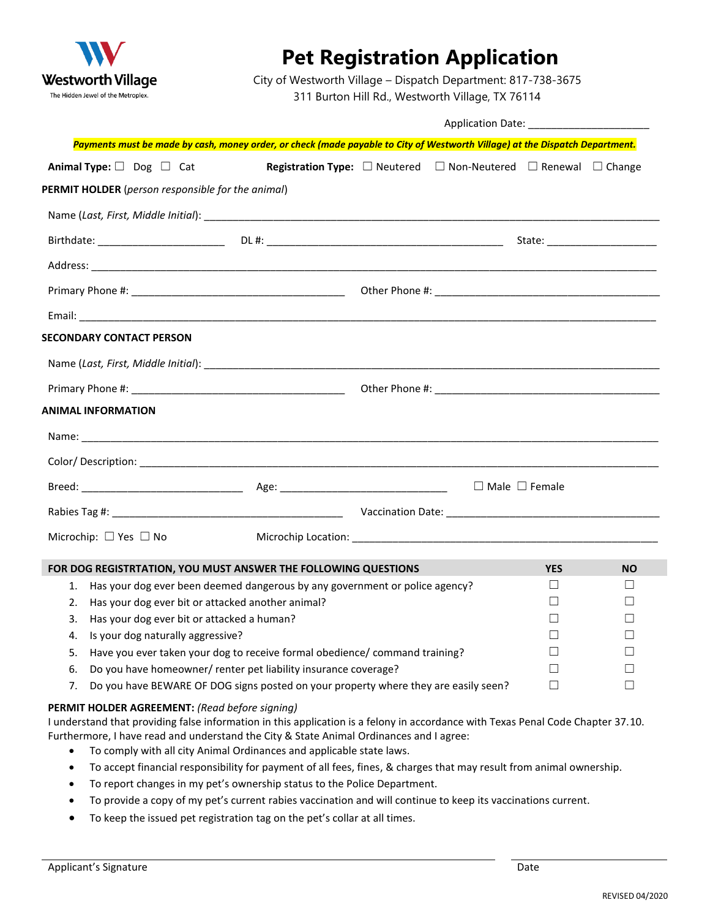Westworth Village
The Hidden Jewel of the Metroplex.

# Pet Registration Application

City of Westworth Village – Dispatch Department: 817-738-3675
311 Burton Hill Rd., Westworth Village, TX 76114

Application Date: ____________________

***Payments must be made by cash, money order, or check (made payable to City of Westworth Village) at the Dispatch Department.***

**Animal Type:** ☐ Dog ☐ Cat **Registration Type:** ☐ Neutered ☐ Non-Neutered ☐ Renewal ☐ Change

**PERMIT HOLDER** (*person responsible for the animal*)

Name (*Last, First, Middle Initial*): ____________________

Birthdate: ____________________ DL #: ____________________ State: ____________________

Address: ____________________

Primary Phone #: ____________________ Other Phone #: ____________________

Email: ____________________

**SECONDARY CONTACT PERSON**

Name (*Last, First, Middle Initial*): ____________________

Primary Phone #: ____________________ Other Phone #: ____________________

**ANIMAL INFORMATION**

Name: ____________________

Color/ Description: ____________________

Breed: ____________________ Age: ____________________ ☐ Male ☐ Female

Rabies Tag #: ____________________ Vaccination Date: ____________________

Microchip: ☐ Yes ☐ No Microchip Location: ____________________

| FOR DOG REGISTRTATION, YOU MUST ANSWER THE FOLLOWING QUESTIONS | YES | NO |
|---|---|---|
| 1. Has your dog ever been deemed dangerous by any government or police agency? | ☐ | ☐ |
| 2. Has your dog ever bit or attacked another animal? | ☐ | ☐ |
| 3. Has your dog ever bit or attacked a human? | ☐ | ☐ |
| 4. Is your dog naturally aggressive? | ☐ | ☐ |
| 5. Have you ever taken your dog to receive formal obedience/ command training? | ☐ | ☐ |
| 6. Do you have homeowner/ renter pet liability insurance coverage? | ☐ | ☐ |
| 7. Do you have BEWARE OF DOG signs posted on your property where they are easily seen? | ☐ | ☐ |

**PERMIT HOLDER AGREEMENT:** *(Read before signing)*
I understand that providing false information in this application is a felony in accordance with Texas Penal Code Chapter 37.10. Furthermore, I have read and understand the City & State Animal Ordinances and I agree:

- To comply with all city Animal Ordinances and applicable state laws.
- To accept financial responsibility for payment of all fees, fines, & charges that may result from animal ownership.
- To report changes in my pet's ownership status to the Police Department.
- To provide a copy of my pet's current rabies vaccination and will continue to keep its vaccinations current.
- To keep the issued pet registration tag on the pet's collar at all times.

____________________ ____________________
Applicant's Signature Date

REVISED 04/2020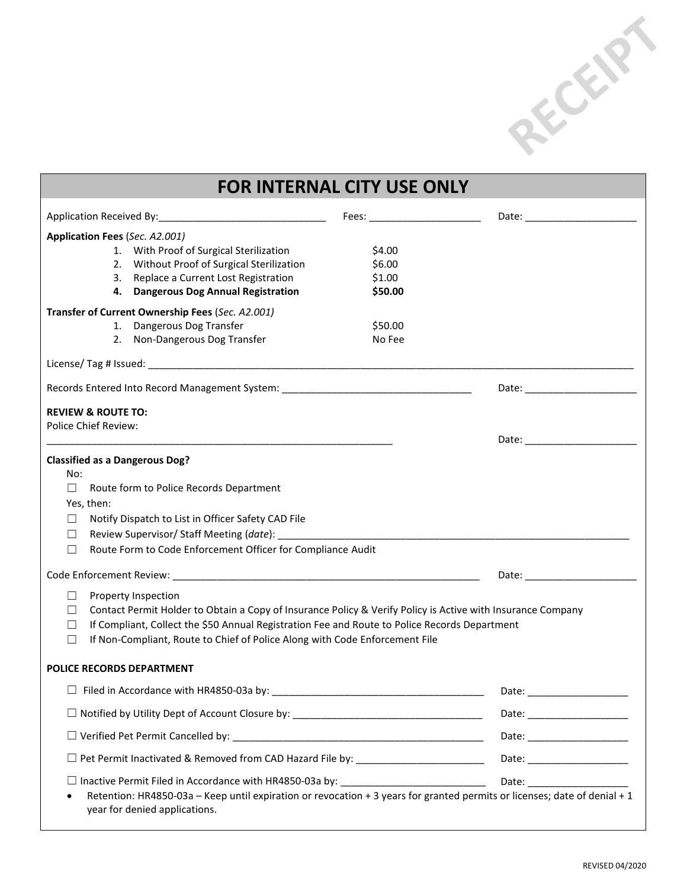RECEIPT

## FOR INTERNAL CITY USE ONLY

Application Received By:______________________________ Fees: ____________________ Date: ____________________

**Application Fees** (*Sec. A2.001)*

| | |
|---|---|
| 1. With Proof of Surgical Sterilization | $4.00 |
| 2. Without Proof of Surgical Sterilization | $6.00 |
| 3. Replace a Current Lost Registration | $1.00 |
| **4. Dangerous Dog Annual Registration** | **$50.00** |

**Transfer of Current Ownership Fees** (*Sec. A2.001)*

| | |
|---|---|
| 1. Dangerous Dog Transfer | $50.00 |
| 2. Non-Dangerous Dog Transfer | No Fee |

License/ Tag # Issued: ____________________________________________________________________________________

Records Entered Into Record Management System: __________________________________ Date: ____________________

**REVIEW & ROUTE TO:**
Police Chief Review:
_______________________________________________________________ Date: ____________________

**Classified as a Dangerous Dog?**

No:

- ☐ Route form to Police Records Department

Yes, then:

- ☐ Notify Dispatch to List in Officer Safety CAD File
- ☐ Review Supervisor/ Staff Meeting (*date*): ________________________________________________________________
- ☐ Route Form to Code Enforcement Officer for Compliance Audit

Code Enforcement Review: ________________________________________________________ Date: ____________________

- ☐ Property Inspection
- ☐ Contact Permit Holder to Obtain a Copy of Insurance Policy & Verify Policy is Active with Insurance Company
- ☐ If Compliant, Collect the $50 Annual Registration Fee and Route to Police Records Department
- ☐ If Non-Compliant, Route to Chief of Police Along with Code Enforcement File

**POLICE RECORDS DEPARTMENT**

☐ Filed in Accordance with HR4850-03a by: ______________________________________ Date: __________________

☐ Notified by Utility Dept of Account Closure by: __________________________________ Date: __________________

☐ Verified Pet Permit Cancelled by: _____________________________________________ Date: __________________

☐ Pet Permit Inactivated & Removed from CAD Hazard File by: _______________________ Date: __________________

☐ Inactive Permit Filed in Accordance with HR4850-03a by: __________________________ Date: __________________

- Retention: HR4850-03a – Keep until expiration or revocation + 3 years for granted permits or licenses; date of denial + 1 year for denied applications.

REVISED 04/2020